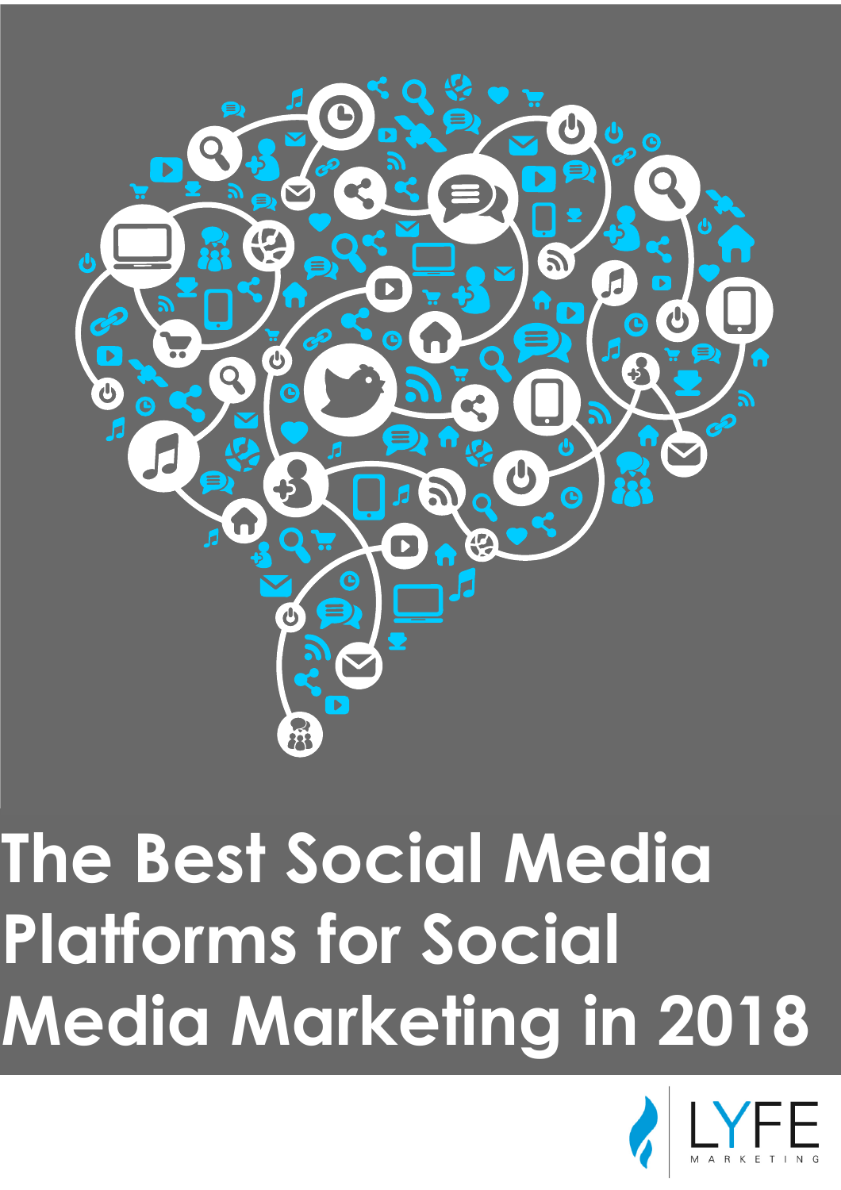# The Best Social Media Platforms for Social Media Marketing in 2018

LYFE MARKETING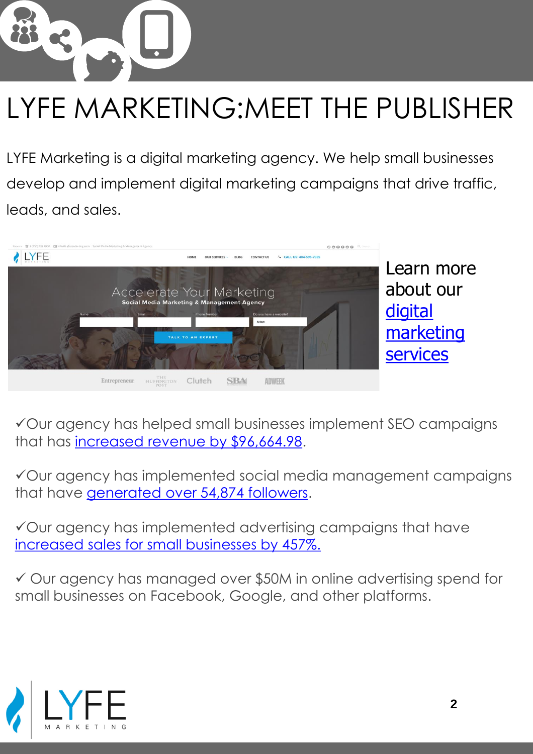# LYFE MARKETING:MEET THE PUBLISHER

LYFE Marketing is a digital marketing agency. We help small businesses develop and implement digital marketing campaigns that drive traffic, leads, and sales.

Learn more about our digital marketing services

✓Our agency has helped small businesses implement SEO campaigns that has increased revenue by $96,664.98.

✓Our agency has implemented social media management campaigns that have generated over 54,874 followers.

✓Our agency has implemented advertising campaigns that have increased sales for small businesses by 457%.

✓ Our agency has managed over $50M in online advertising spend for small businesses on Facebook, Google, and other platforms.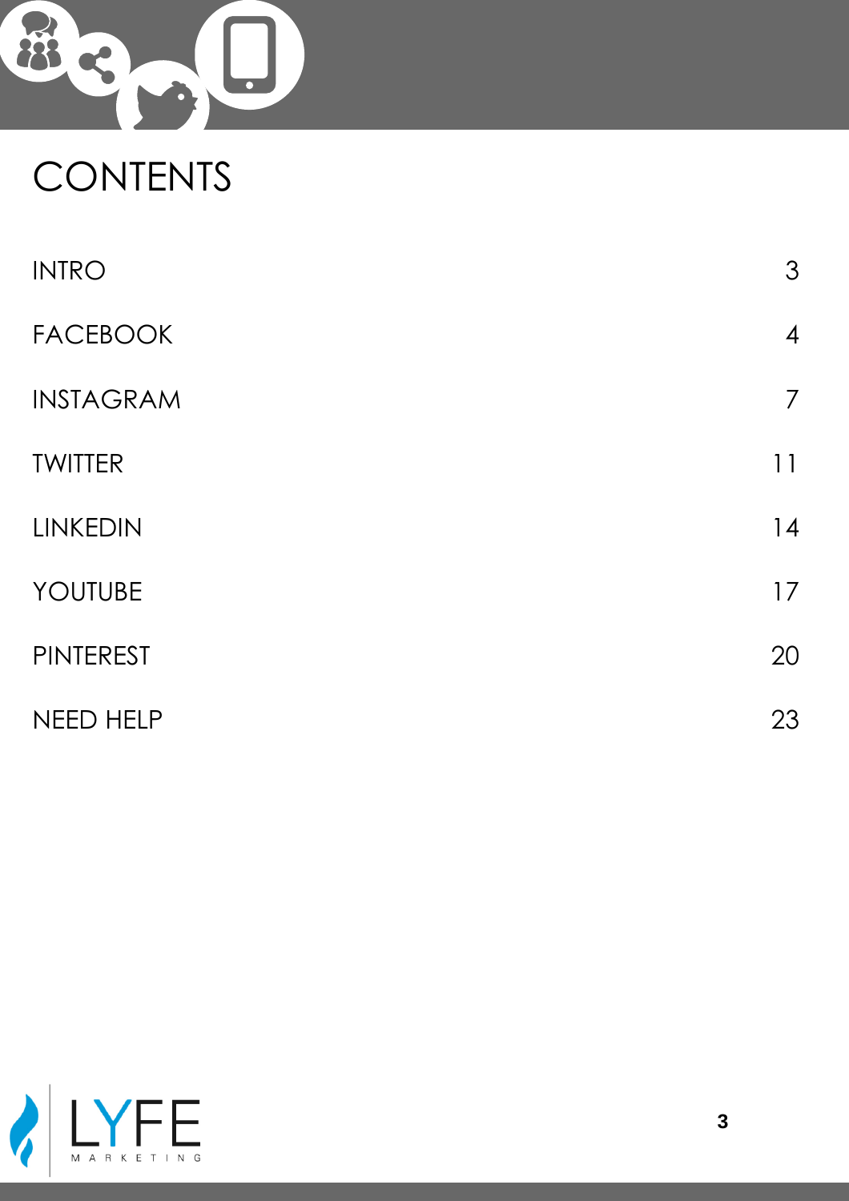# CONTENTS

| | |
|---|---|
| INTRO | 3 |
| FACEBOOK | 4 |
| INSTAGRAM | 7 |
| TWITTER | 11 |
| LINKEDIN | 14 |
| YOUTUBE | 17 |
| PINTEREST | 20 |
| NEED HELP | 23 |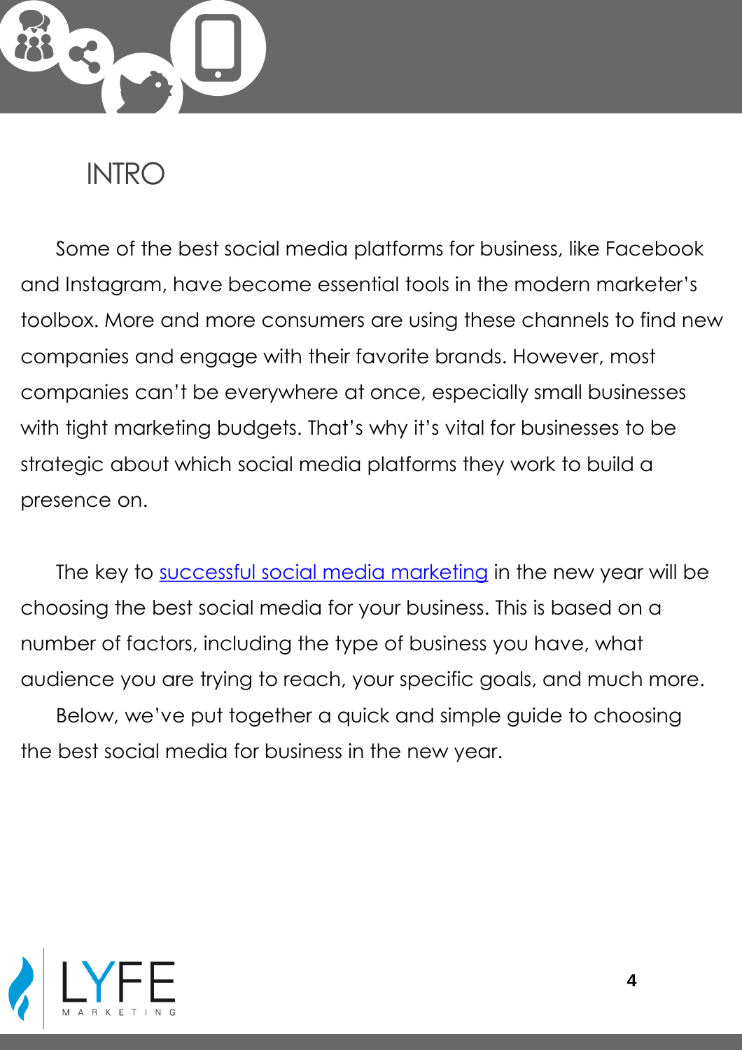# INTRO

Some of the best social media platforms for business, like Facebook and Instagram, have become essential tools in the modern marketer's toolbox. More and more consumers are using these channels to find new companies and engage with their favorite brands. However, most companies can't be everywhere at once, especially small businesses with tight marketing budgets. That's why it's vital for businesses to be strategic about which social media platforms they work to build a presence on.

The key to successful social media marketing in the new year will be choosing the best social media for your business. This is based on a number of factors, including the type of business you have, what audience you are trying to reach, your specific goals, and much more.

Below, we've put together a quick and simple guide to choosing the best social media for business in the new year.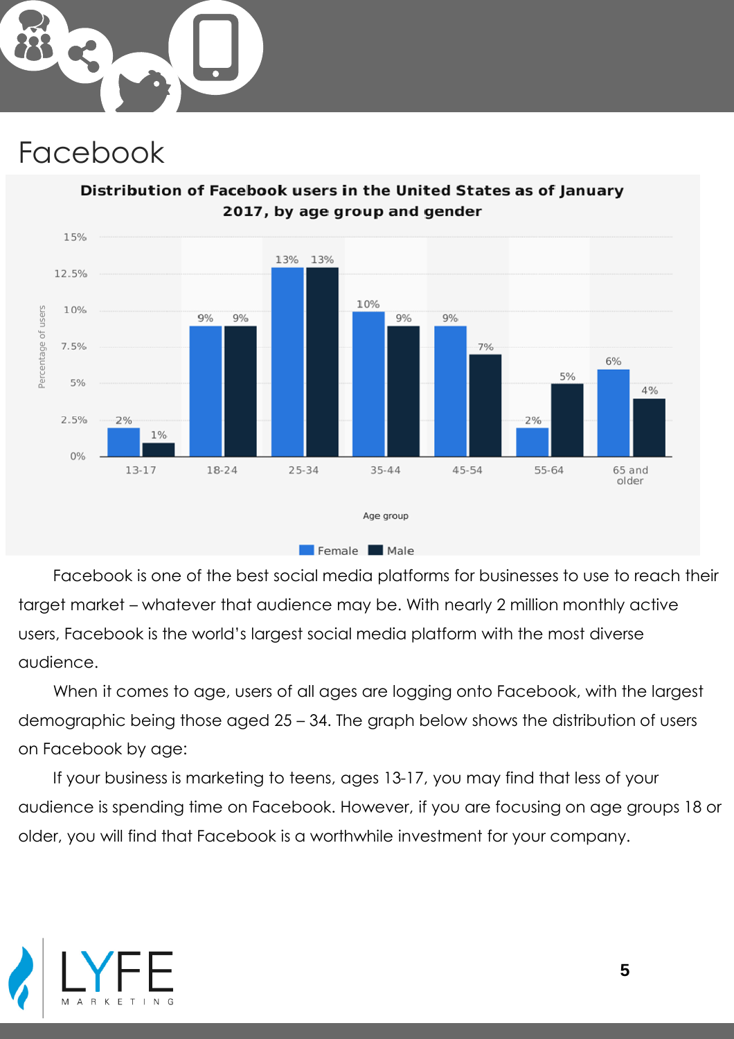# Facebook

**Distribution of Facebook users in the United States as of January 2017, by age group and gender**

| Age group | Female | Male |
|---|---|---|
| 13-17 | 2% | 1% |
| 18-24 | 9% | 9% |
| 25-34 | 13% | 13% |
| 35-44 | 10% | 9% |
| 45-54 | 9% | 7% |
| 55-64 | 2% | 5% |
| 65 and older | 6% | 4% |

Facebook is one of the best social media platforms for businesses to use to reach their target market – whatever that audience may be. With nearly 2 million monthly active users, Facebook is the world's largest social media platform with the most diverse audience.

When it comes to age, users of all ages are logging onto Facebook, with the largest demographic being those aged 25 – 34. The graph below shows the distribution of users on Facebook by age:

If your business is marketing to teens, ages 13-17, you may find that less of your audience is spending time on Facebook. However, if you are focusing on age groups 18 or older, you will find that Facebook is a worthwhile investment for your company.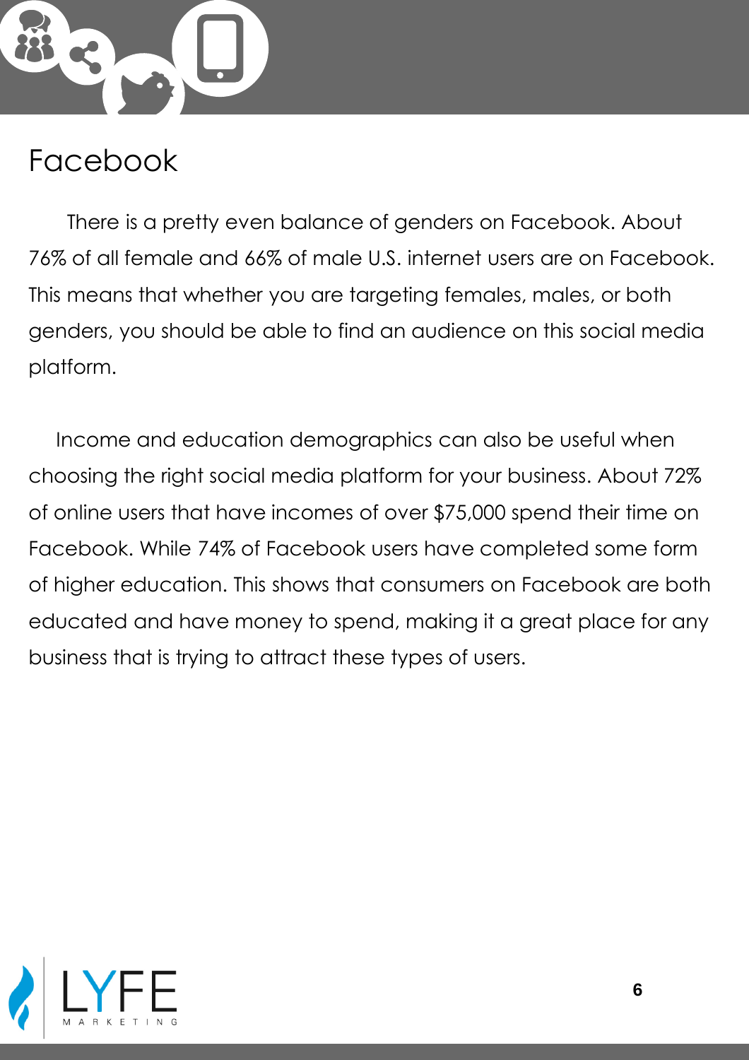# Facebook

There is a pretty even balance of genders on Facebook. About 76% of all female and 66% of male U.S. internet users are on Facebook. This means that whether you are targeting females, males, or both genders, you should be able to find an audience on this social media platform.

Income and education demographics can also be useful when choosing the right social media platform for your business. About 72% of online users that have incomes of over $75,000 spend their time on Facebook. While 74% of Facebook users have completed some form of higher education. This shows that consumers on Facebook are both educated and have money to spend, making it a great place for any business that is trying to attract these types of users.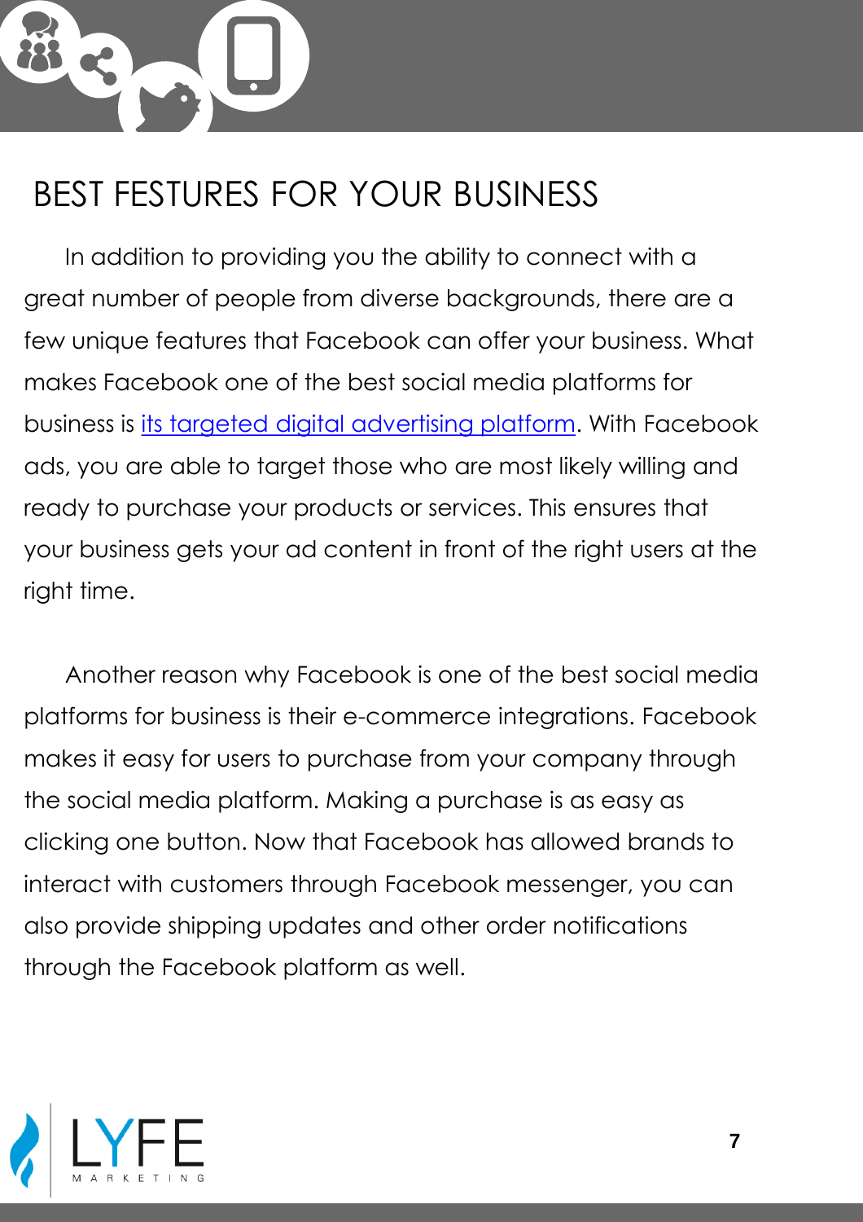# BEST FESTURES FOR YOUR BUSINESS

In addition to providing you the ability to connect with a great number of people from diverse backgrounds, there are a few unique features that Facebook can offer your business. What makes Facebook one of the best social media platforms for business is its targeted digital advertising platform. With Facebook ads, you are able to target those who are most likely willing and ready to purchase your products or services. This ensures that your business gets your ad content in front of the right users at the right time.

Another reason why Facebook is one of the best social media platforms for business is their e-commerce integrations. Facebook makes it easy for users to purchase from your company through the social media platform. Making a purchase is as easy as clicking one button. Now that Facebook has allowed brands to interact with customers through Facebook messenger, you can also provide shipping updates and other order notifications through the Facebook platform as well.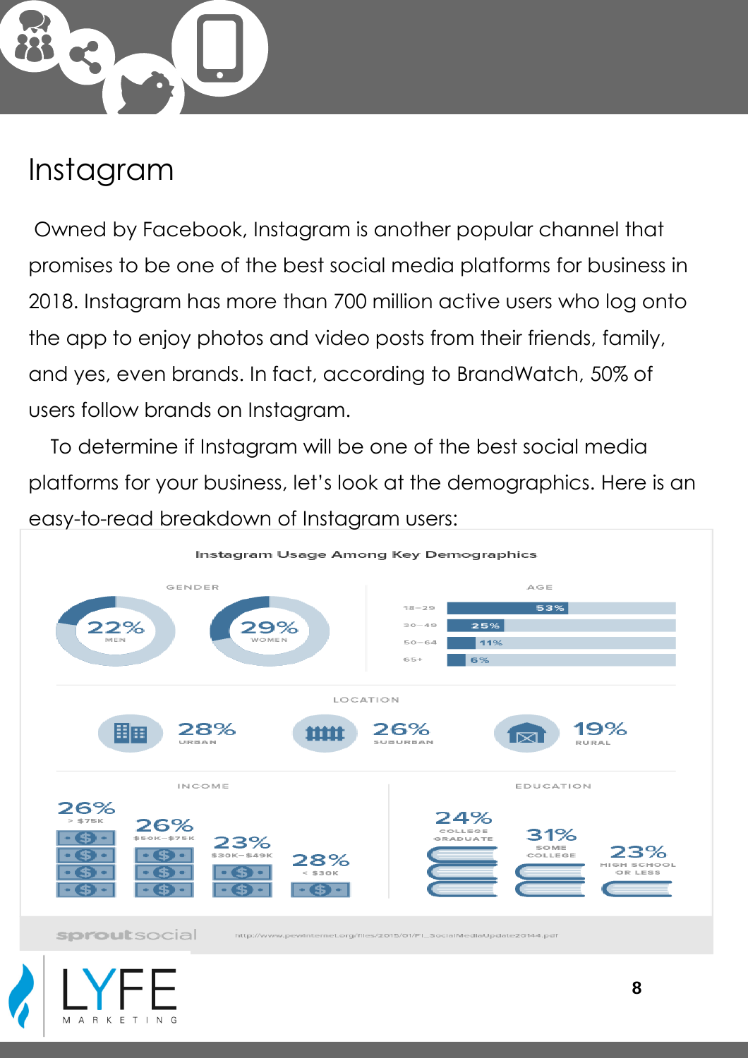# Instagram

Owned by Facebook, Instagram is another popular channel that promises to be one of the best social media platforms for business in 2018. Instagram has more than 700 million active users who log onto the app to enjoy photos and video posts from their friends, family, and yes, even brands. In fact, according to BrandWatch, 50% of users follow brands on Instagram.

To determine if Instagram will be one of the best social media platforms for your business, let's look at the demographics. Here is an easy-to-read breakdown of Instagram users:

**Instagram Usage Among Key Demographics**

**GENDER**

| Men | Women |
|---|---|
| 22% | 29% |

**AGE**

| Age | % |
|---|---|
| 18–29 | 53% |
| 30–49 | 25% |
| 50–64 | 11% |
| 65+ | 6% |

**LOCATION**

| Urban | Suburban | Rural |
|---|---|---|
| 28% | 26% | 19% |

**INCOME**

| > $75K | $50K–$75K | $30K–$49K | < $30K |
|---|---|---|---|
| 26% | 26% | 23% | 28% |

**EDUCATION**

| College Graduate | Some College | High School or Less |
|---|---|---|
| 24% | 31% | 23% |

sproutsocial — http://www.pewinternet.org/files/2015/01/PI_SocialMediaUpdate20144.pdf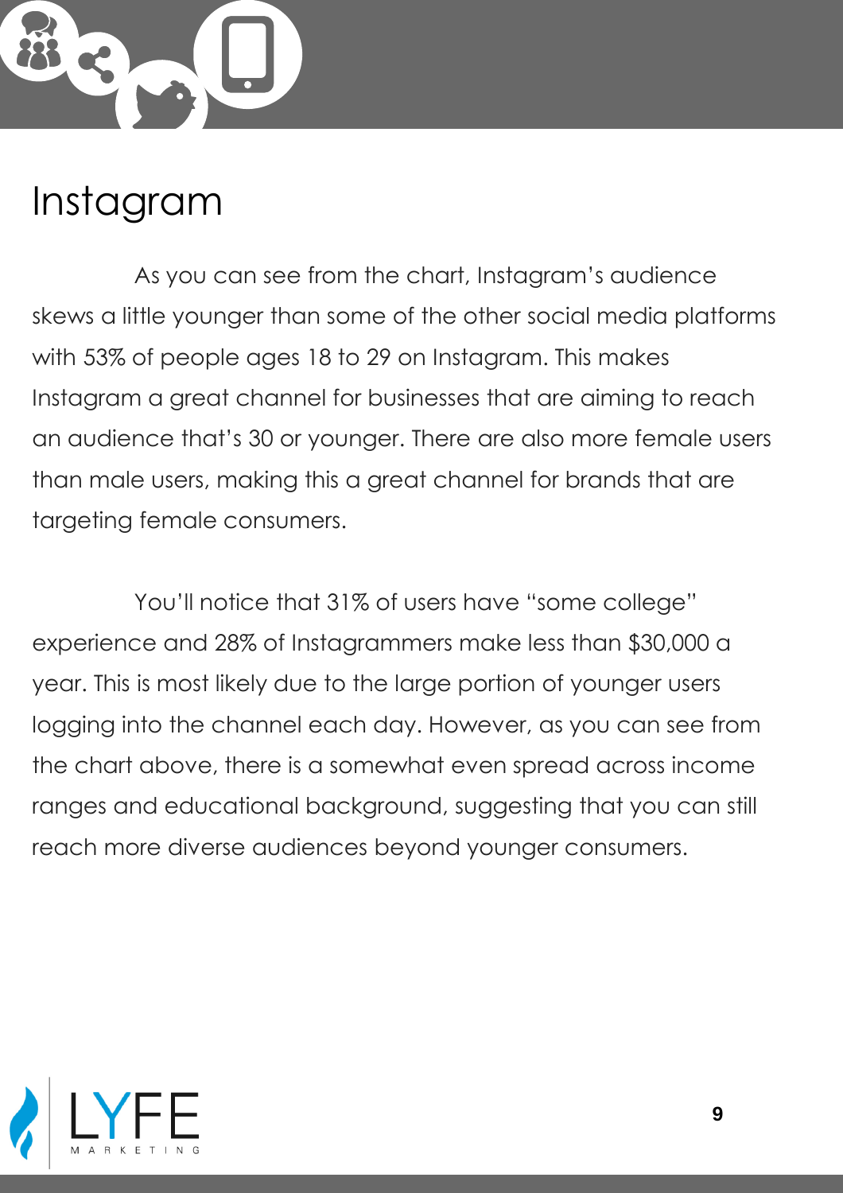# Instagram

As you can see from the chart, Instagram's audience skews a little younger than some of the other social media platforms with 53% of people ages 18 to 29 on Instagram. This makes Instagram a great channel for businesses that are aiming to reach an audience that's 30 or younger. There are also more female users than male users, making this a great channel for brands that are targeting female consumers.

You'll notice that 31% of users have "some college" experience and 28% of Instagrammers make less than $30,000 a year. This is most likely due to the large portion of younger users logging into the channel each day. However, as you can see from the chart above, there is a somewhat even spread across income ranges and educational background, suggesting that you can still reach more diverse audiences beyond younger consumers.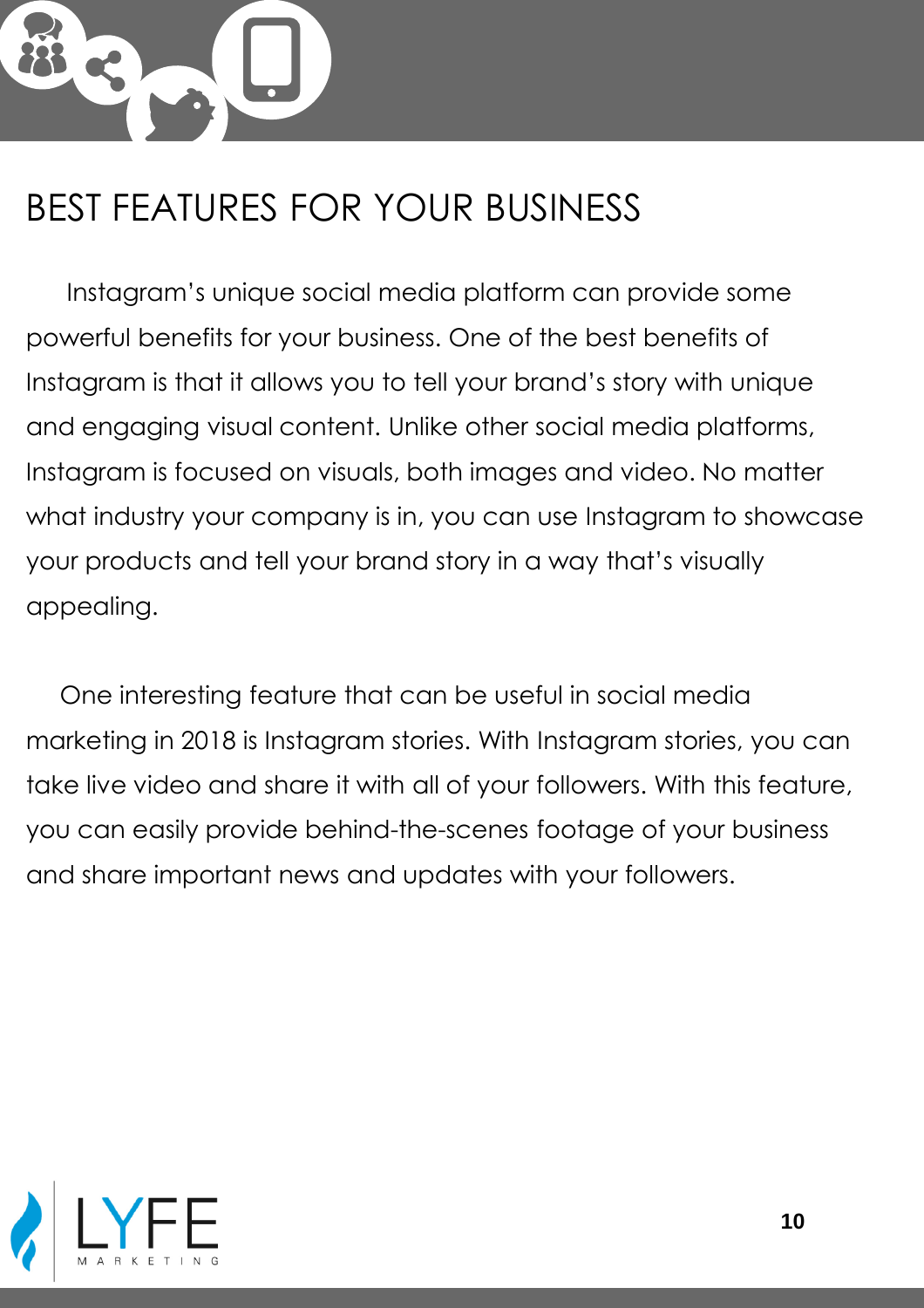# BEST FEATURES FOR YOUR BUSINESS

Instagram's unique social media platform can provide some powerful benefits for your business. One of the best benefits of Instagram is that it allows you to tell your brand's story with unique and engaging visual content. Unlike other social media platforms, Instagram is focused on visuals, both images and video. No matter what industry your company is in, you can use Instagram to showcase your products and tell your brand story in a way that's visually appealing.

One interesting feature that can be useful in social media marketing in 2018 is Instagram stories. With Instagram stories, you can take live video and share it with all of your followers. With this feature, you can easily provide behind-the-scenes footage of your business and share important news and updates with your followers.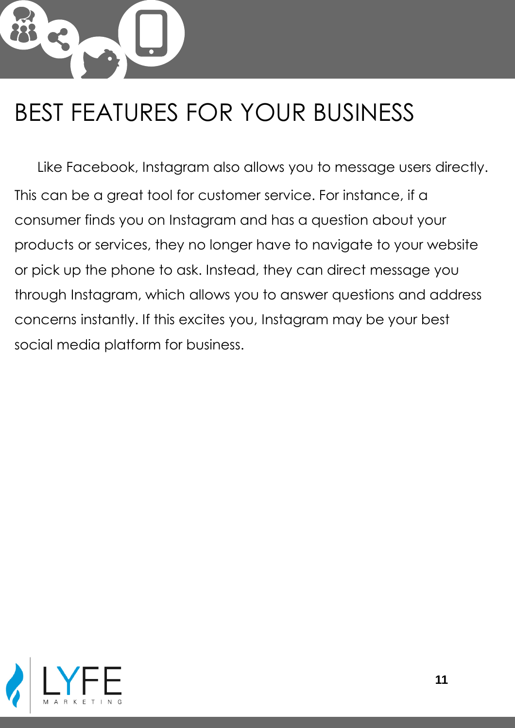# BEST FEATURES FOR YOUR BUSINESS

Like Facebook, Instagram also allows you to message users directly. This can be a great tool for customer service. For instance, if a consumer finds you on Instagram and has a question about your products or services, they no longer have to navigate to your website or pick up the phone to ask. Instead, they can direct message you through Instagram, which allows you to answer questions and address concerns instantly. If this excites you, Instagram may be your best social media platform for business.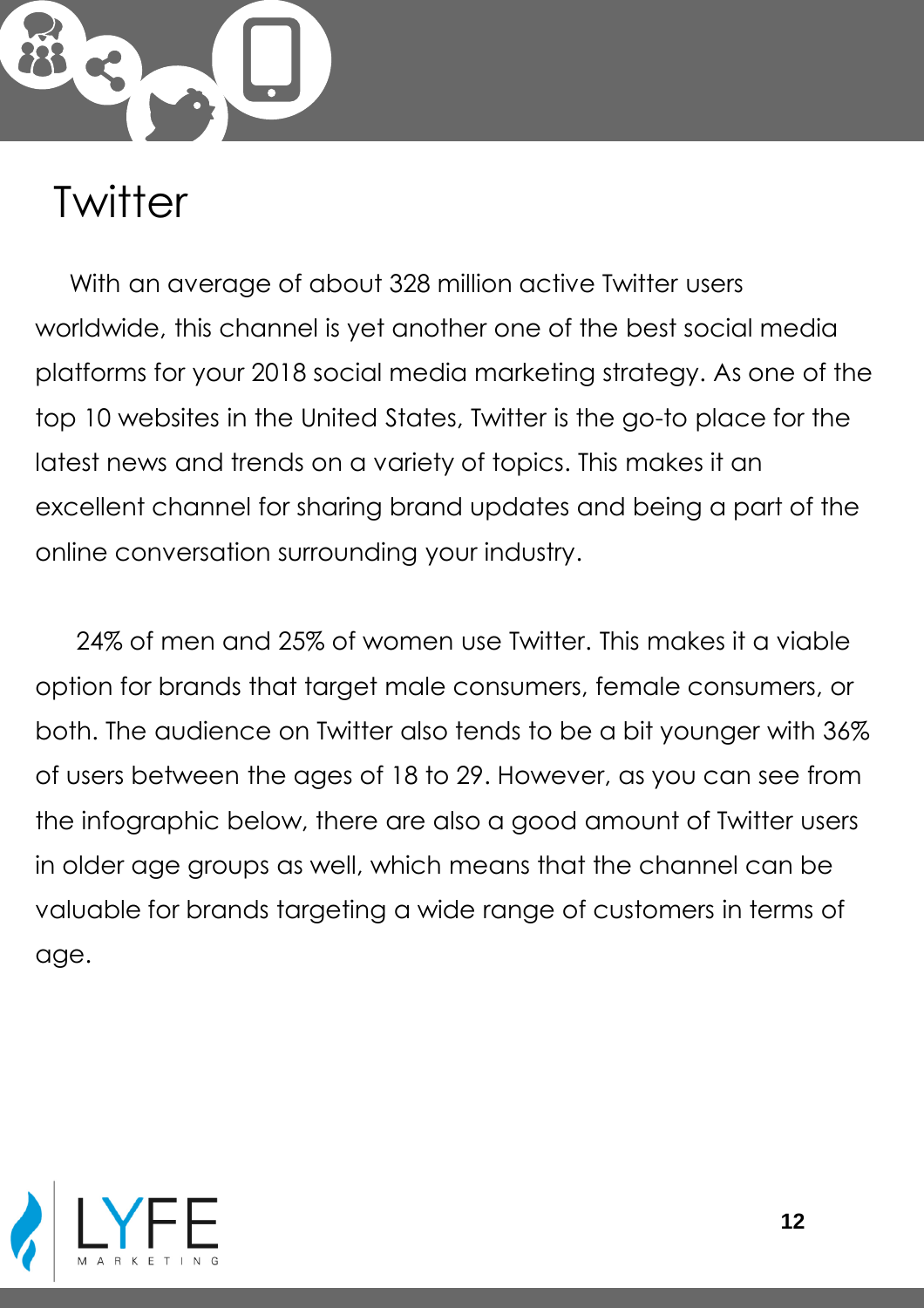# Twitter

With an average of about 328 million active Twitter users worldwide, this channel is yet another one of the best social media platforms for your 2018 social media marketing strategy. As one of the top 10 websites in the United States, Twitter is the go-to place for the latest news and trends on a variety of topics. This makes it an excellent channel for sharing brand updates and being a part of the online conversation surrounding your industry.

24% of men and 25% of women use Twitter. This makes it a viable option for brands that target male consumers, female consumers, or both. The audience on Twitter also tends to be a bit younger with 36% of users between the ages of 18 to 29. However, as you can see from the infographic below, there are also a good amount of Twitter users in older age groups as well, which means that the channel can be valuable for brands targeting a wide range of customers in terms of age.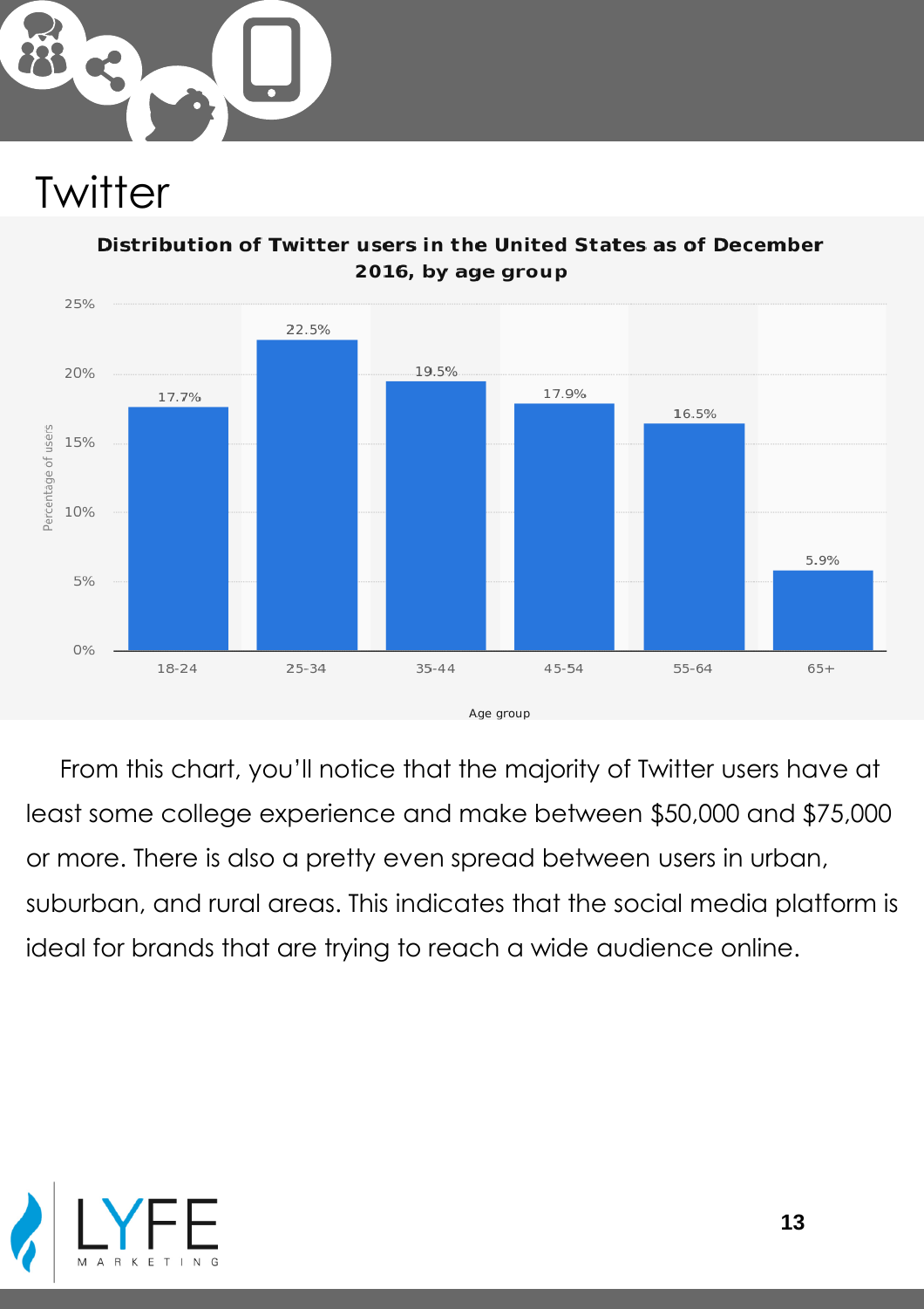# Twitter

**Distribution of Twitter users in the United States as of December 2016, by age group**

| Age group | Percentage of users |
|---|---|
| 18-24 | 17.7% |
| 25-34 | 22.5% |
| 35-44 | 19.5% |
| 45-54 | 17.9% |
| 55-64 | 16.5% |
| 65+ | 5.9% |

From this chart, you'll notice that the majority of Twitter users have at least some college experience and make between $50,000 and $75,000 or more. There is also a pretty even spread between users in urban, suburban, and rural areas. This indicates that the social media platform is ideal for brands that are trying to reach a wide audience online.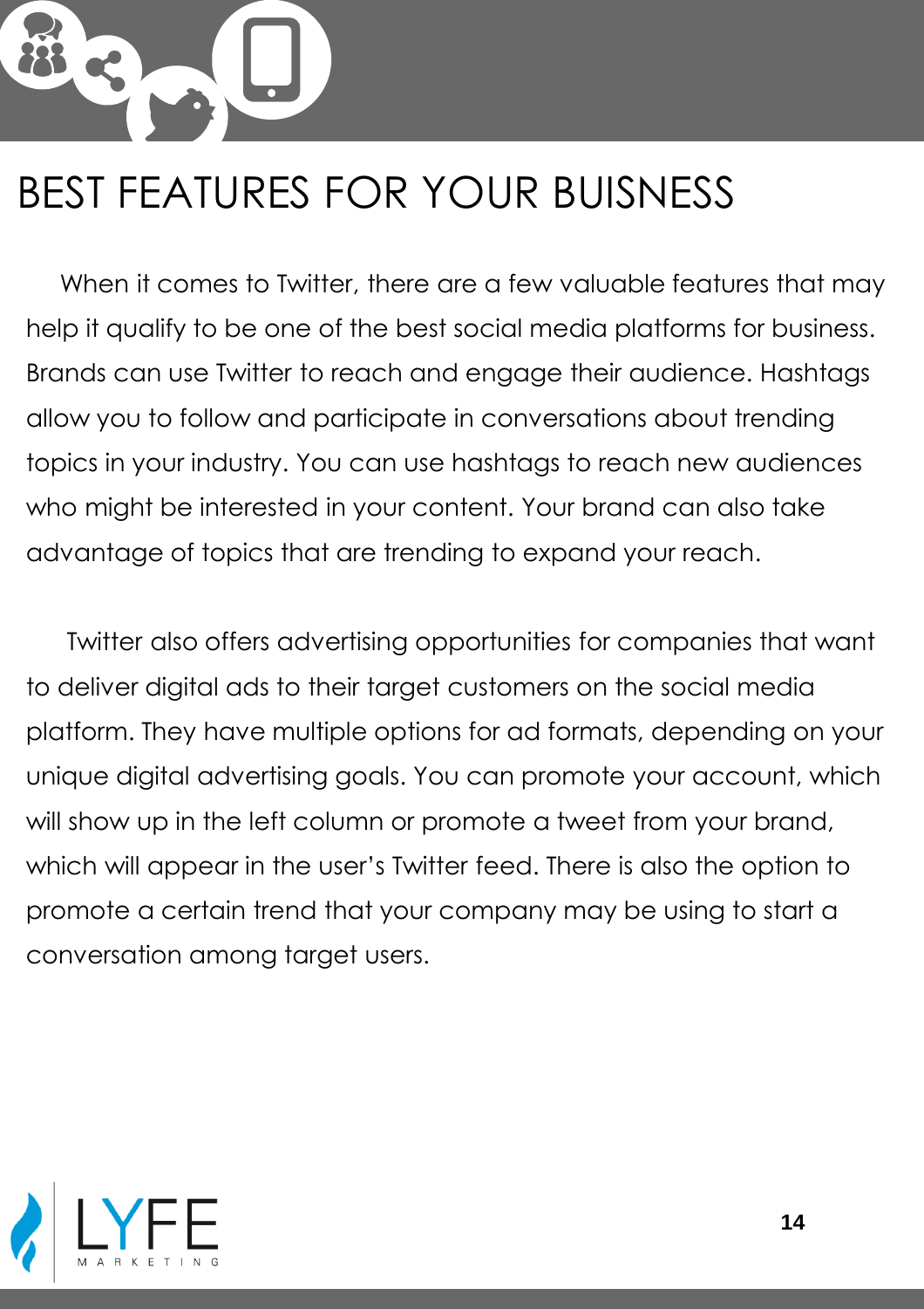# BEST FEATURES FOR YOUR BUISNESS

When it comes to Twitter, there are a few valuable features that may help it qualify to be one of the best social media platforms for business. Brands can use Twitter to reach and engage their audience. Hashtags allow you to follow and participate in conversations about trending topics in your industry. You can use hashtags to reach new audiences who might be interested in your content. Your brand can also take advantage of topics that are trending to expand your reach.

Twitter also offers advertising opportunities for companies that want to deliver digital ads to their target customers on the social media platform. They have multiple options for ad formats, depending on your unique digital advertising goals. You can promote your account, which will show up in the left column or promote a tweet from your brand, which will appear in the user's Twitter feed. There is also the option to promote a certain trend that your company may be using to start a conversation among target users.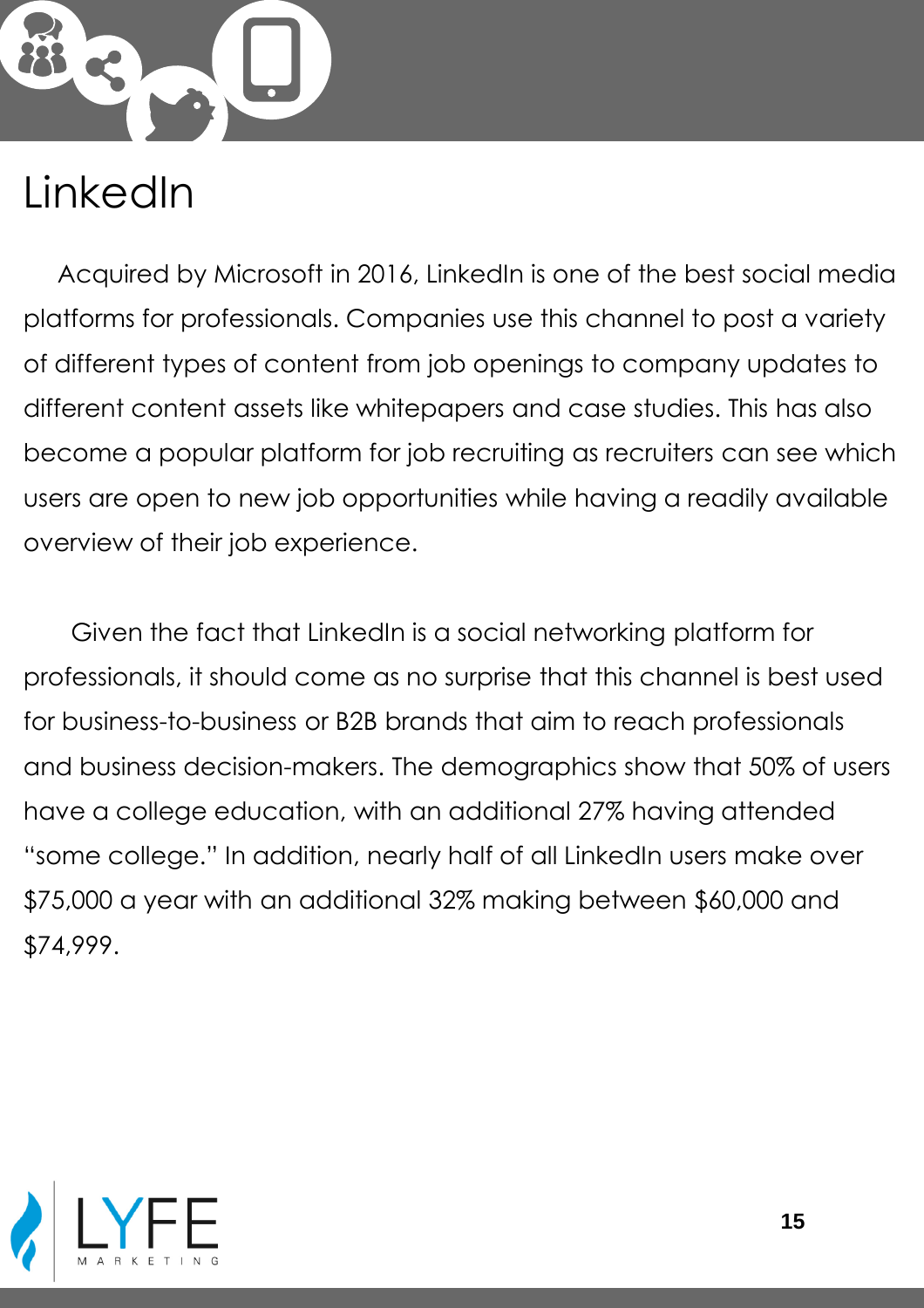# LinkedIn

Acquired by Microsoft in 2016, LinkedIn is one of the best social media platforms for professionals. Companies use this channel to post a variety of different types of content from job openings to company updates to different content assets like whitepapers and case studies. This has also become a popular platform for job recruiting as recruiters can see which users are open to new job opportunities while having a readily available overview of their job experience.

Given the fact that LinkedIn is a social networking platform for professionals, it should come as no surprise that this channel is best used for business-to-business or B2B brands that aim to reach professionals and business decision-makers. The demographics show that 50% of users have a college education, with an additional 27% having attended "some college." In addition, nearly half of all LinkedIn users make over $75,000 a year with an additional 32% making between $60,000 and $74,999.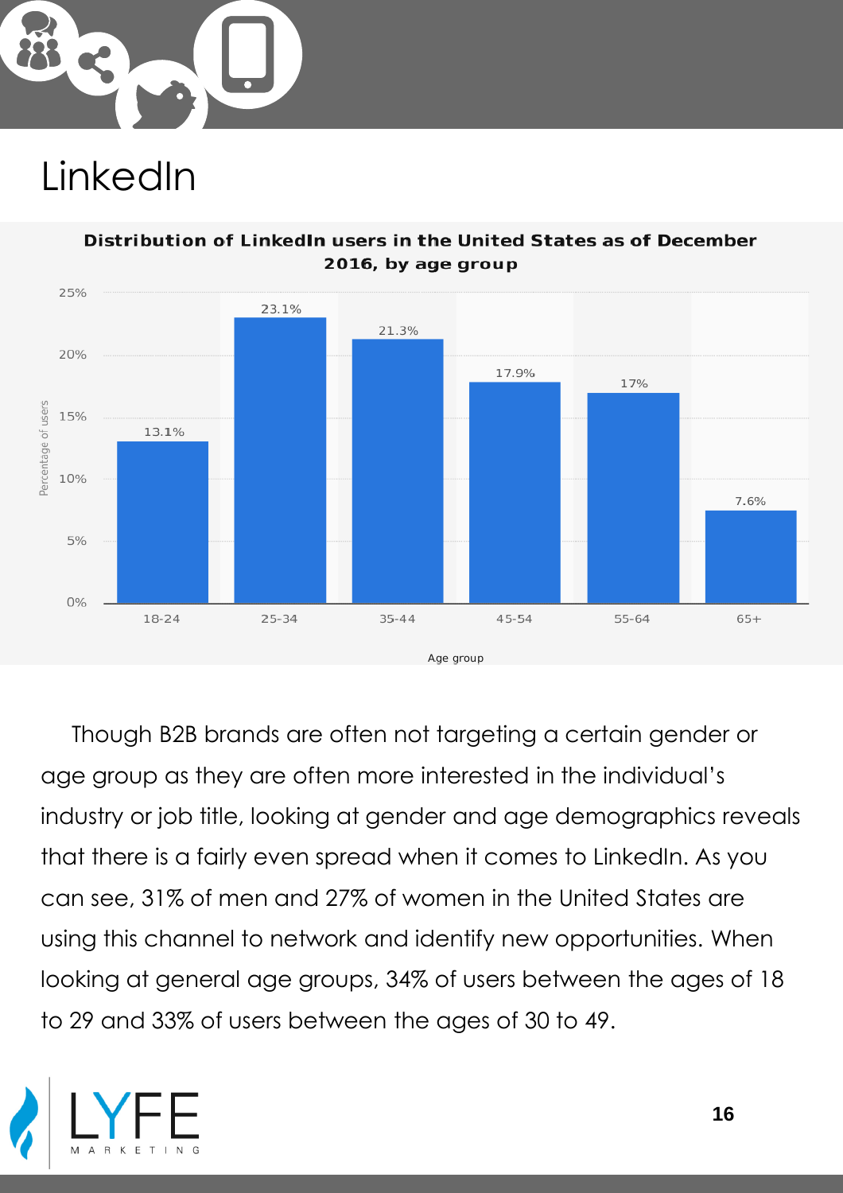# LinkedIn

**Distribution of LinkedIn users in the United States as of December 2016, by age group**

| Age group | Percentage of users |
|---|---|
| 18-24 | 13.1% |
| 25-34 | 23.1% |
| 35-44 | 21.3% |
| 45-54 | 17.9% |
| 55-64 | 17% |
| 65+ | 7.6% |

Though B2B brands are often not targeting a certain gender or age group as they are often more interested in the individual's industry or job title, looking at gender and age demographics reveals that there is a fairly even spread when it comes to LinkedIn. As you can see, 31% of men and 27% of women in the United States are using this channel to network and identify new opportunities. When looking at general age groups, 34% of users between the ages of 18 to 29 and 33% of users between the ages of 30 to 49.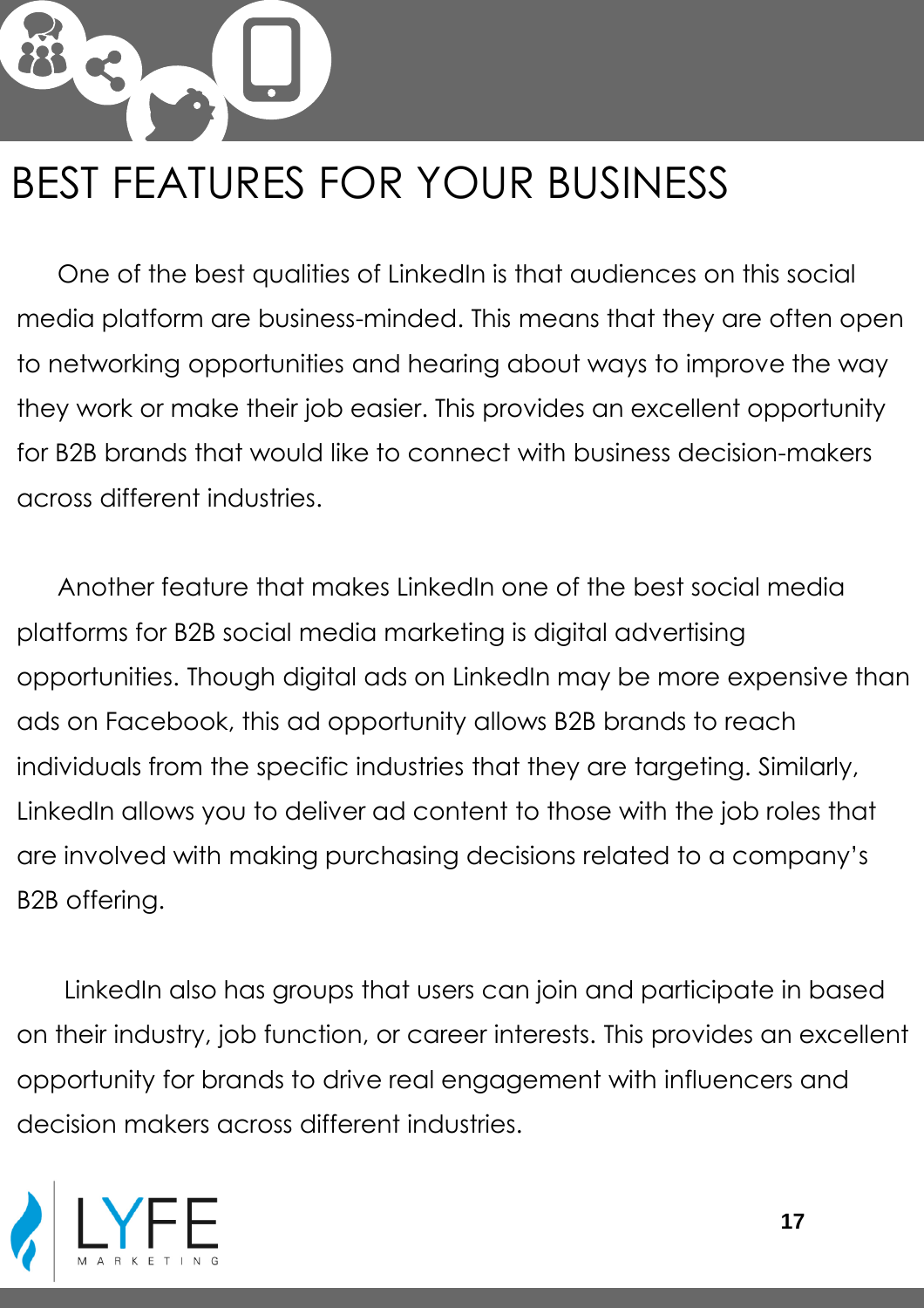# BEST FEATURES FOR YOUR BUSINESS

One of the best qualities of LinkedIn is that audiences on this social media platform are business-minded. This means that they are often open to networking opportunities and hearing about ways to improve the way they work or make their job easier. This provides an excellent opportunity for B2B brands that would like to connect with business decision-makers across different industries.

Another feature that makes LinkedIn one of the best social media platforms for B2B social media marketing is digital advertising opportunities. Though digital ads on LinkedIn may be more expensive than ads on Facebook, this ad opportunity allows B2B brands to reach individuals from the specific industries that they are targeting. Similarly, LinkedIn allows you to deliver ad content to those with the job roles that are involved with making purchasing decisions related to a company's B2B offering.

LinkedIn also has groups that users can join and participate in based on their industry, job function, or career interests. This provides an excellent opportunity for brands to drive real engagement with influencers and decision makers across different industries.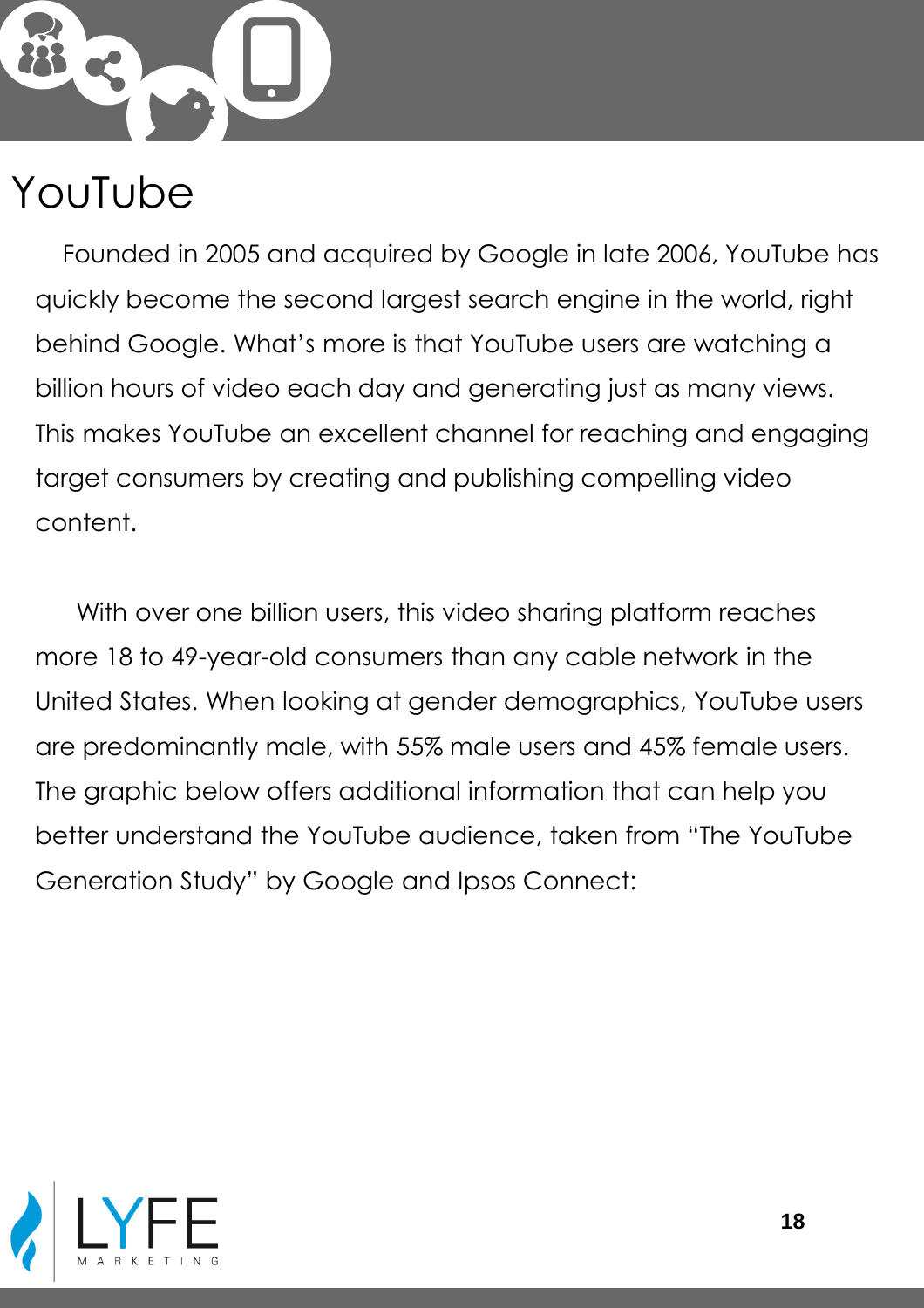# YouTube

Founded in 2005 and acquired by Google in late 2006, YouTube has quickly become the second largest search engine in the world, right behind Google. What's more is that YouTube users are watching a billion hours of video each day and generating just as many views. This makes YouTube an excellent channel for reaching and engaging target consumers by creating and publishing compelling video content.

With over one billion users, this video sharing platform reaches more 18 to 49-year-old consumers than any cable network in the United States. When looking at gender demographics, YouTube users are predominantly male, with 55% male users and 45% female users. The graphic below offers additional information that can help you better understand the YouTube audience, taken from "The YouTube Generation Study" by Google and Ipsos Connect: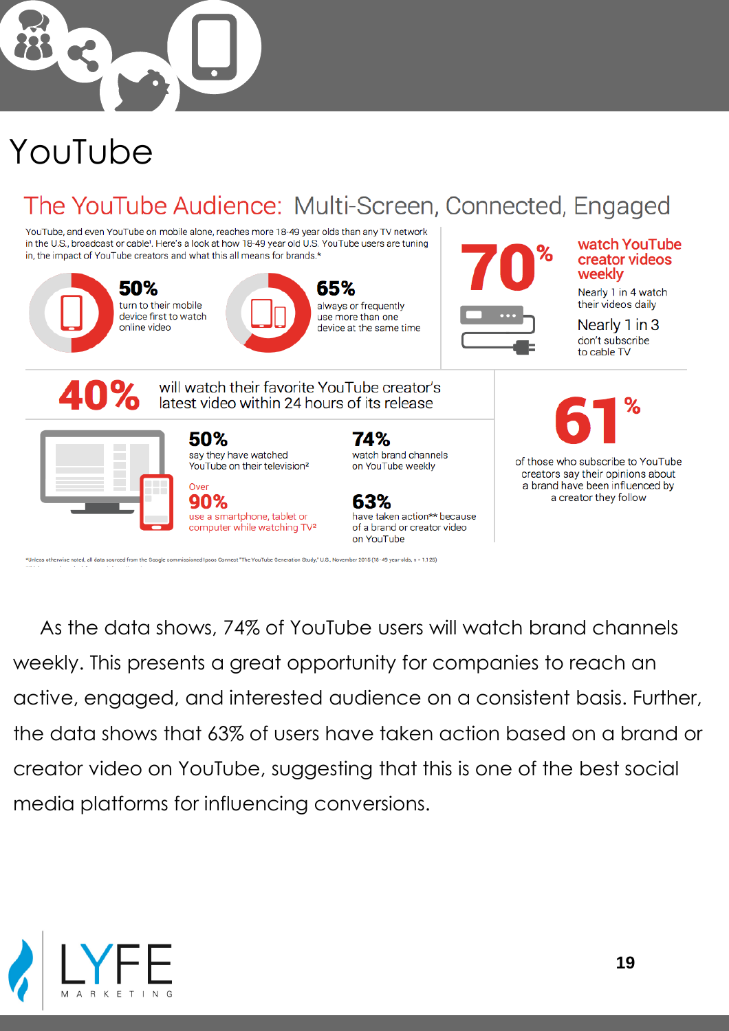# YouTube

## The YouTube Audience: Multi-Screen, Connected, Engaged

YouTube, and even YouTube on mobile alone, reaches more 18-49 year olds than any TV network in the U.S., broadcast or cable[1]. Here's a look at how 18-49 year old U.S. YouTube users are tuning in, the impact of YouTube creators and what this all means for brands.*

**50%** turn to their mobile device first to watch online video

**65%** always or frequently use more than one device at the same time

**70%** watch YouTube creator videos weekly

Nearly 1 in 4 watch their videos daily

Nearly 1 in 3 don't subscribe to cable TV

**40%** will watch their favorite YouTube creator's latest video within 24 hours of its release

**50%** say they have watched YouTube on their television[2]

Over **90%** use a smartphone, tablet or computer while watching TV[2]

**74%** watch brand channels on YouTube weekly

**63%** have taken action** because of a brand or creator video on YouTube

**61%** of those who subscribe to YouTube creators say their opinions about a brand have been influenced by a creator they follow

*Unless otherwise noted, all data sourced from the Google commissioned Ipsos Connect "The YouTube Generation Study," U.S., November 2015 (18-49 year-olds, n = 1,125)

As the data shows, 74% of YouTube users will watch brand channels weekly. This presents a great opportunity for companies to reach an active, engaged, and interested audience on a consistent basis. Further, the data shows that 63% of users have taken action based on a brand or creator video on YouTube, suggesting that this is one of the best social media platforms for influencing conversions.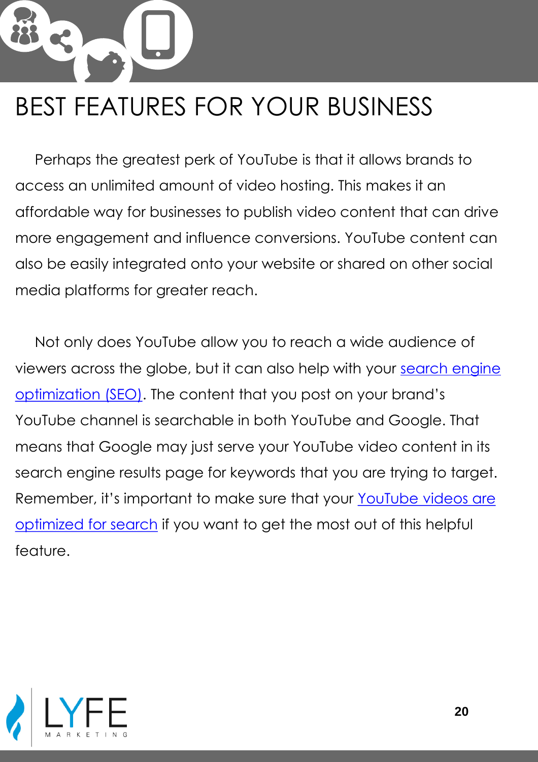# BEST FEATURES FOR YOUR BUSINESS

Perhaps the greatest perk of YouTube is that it allows brands to access an unlimited amount of video hosting. This makes it an affordable way for businesses to publish video content that can drive more engagement and influence conversions. YouTube content can also be easily integrated onto your website or shared on other social media platforms for greater reach.

Not only does YouTube allow you to reach a wide audience of viewers across the globe, but it can also help with your search engine optimization (SEO). The content that you post on your brand's YouTube channel is searchable in both YouTube and Google. That means that Google may just serve your YouTube video content in its search engine results page for keywords that you are trying to target. Remember, it's important to make sure that your YouTube videos are optimized for search if you want to get the most out of this helpful feature.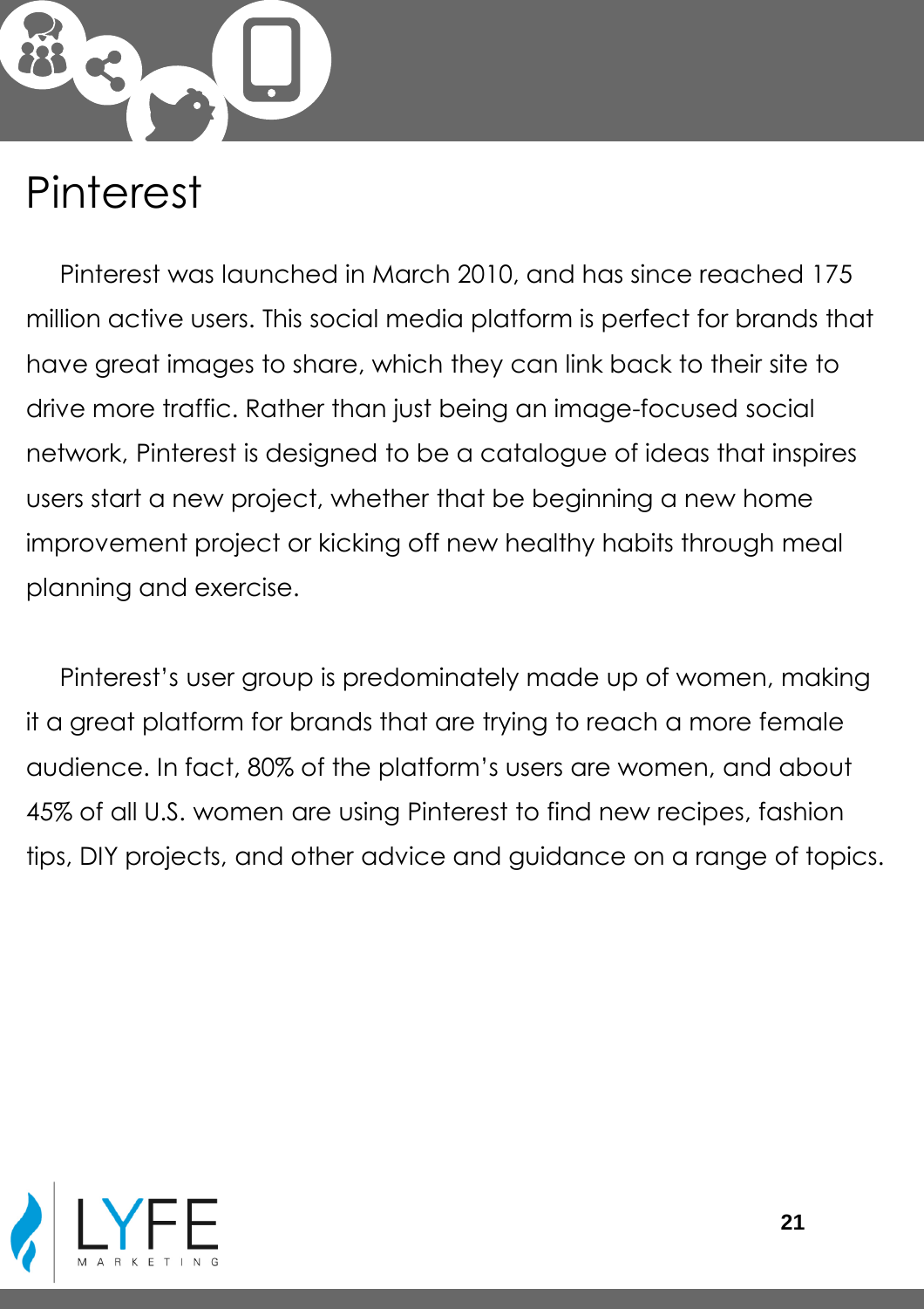# Pinterest

Pinterest was launched in March 2010, and has since reached 175 million active users. This social media platform is perfect for brands that have great images to share, which they can link back to their site to drive more traffic. Rather than just being an image-focused social network, Pinterest is designed to be a catalogue of ideas that inspires users start a new project, whether that be beginning a new home improvement project or kicking off new healthy habits through meal planning and exercise.

Pinterest's user group is predominately made up of women, making it a great platform for brands that are trying to reach a more female audience. In fact, 80% of the platform's users are women, and about 45% of all U.S. women are using Pinterest to find new recipes, fashion tips, DIY projects, and other advice and guidance on a range of topics.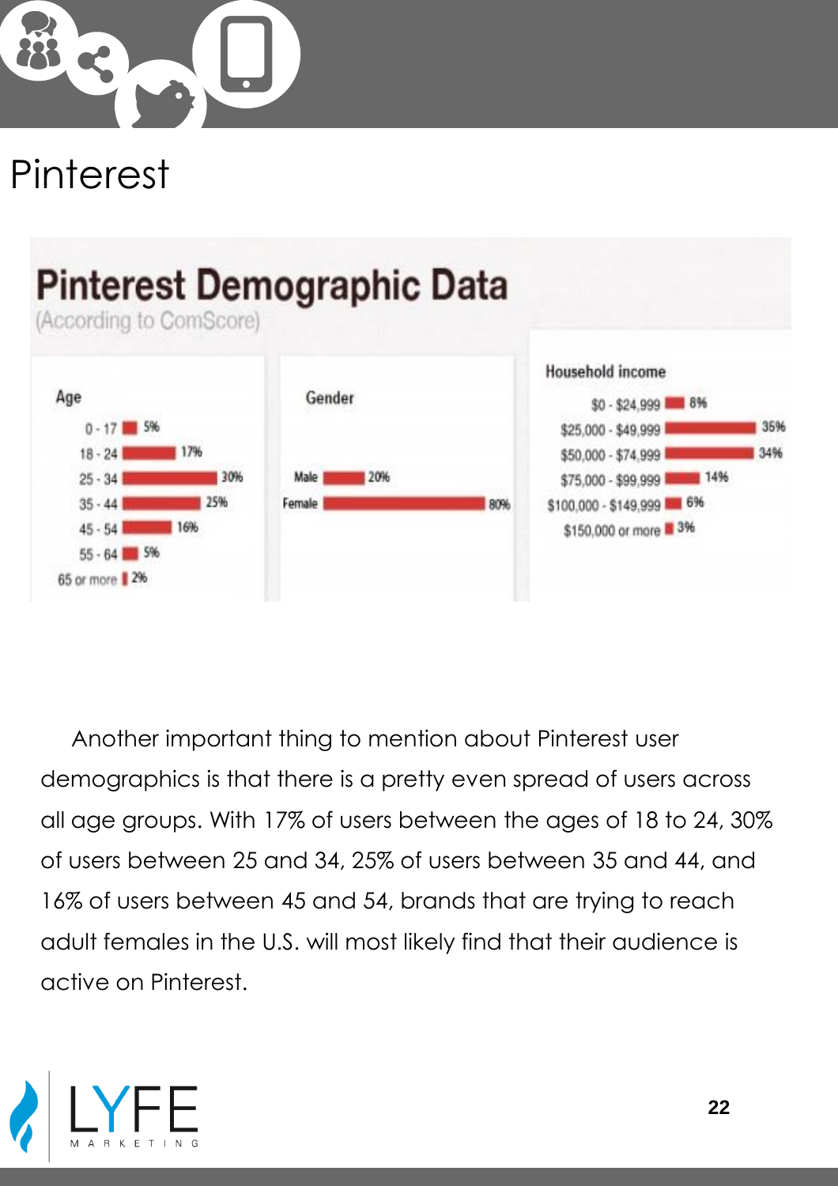# Pinterest

## Pinterest Demographic Data

(According to ComScore)

| Age | |
|---|---|
| 0 - 17 | 5% |
| 18 - 24 | 17% |
| 25 - 34 | 30% |
| 35 - 44 | 25% |
| 45 - 54 | 16% |
| 55 - 64 | 5% |
| 65 or more | 2% |

| Gender | |
|---|---|
| Male | 20% |
| Female | 80% |

| Household income | |
|---|---|
| $0 - $24,999 | 8% |
| $25,000 - $49,999 | 35% |
| $50,000 - $74,999 | 34% |
| $75,000 - $99,999 | 14% |
| $100,000 - $149,999 | 6% |
| $150,000 or more | 3% |

Another important thing to mention about Pinterest user demographics is that there is a pretty even spread of users across all age groups. With 17% of users between the ages of 18 to 24, 30% of users between 25 and 34, 25% of users between 35 and 44, and 16% of users between 45 and 54, brands that are trying to reach adult females in the U.S. will most likely find that their audience is active on Pinterest.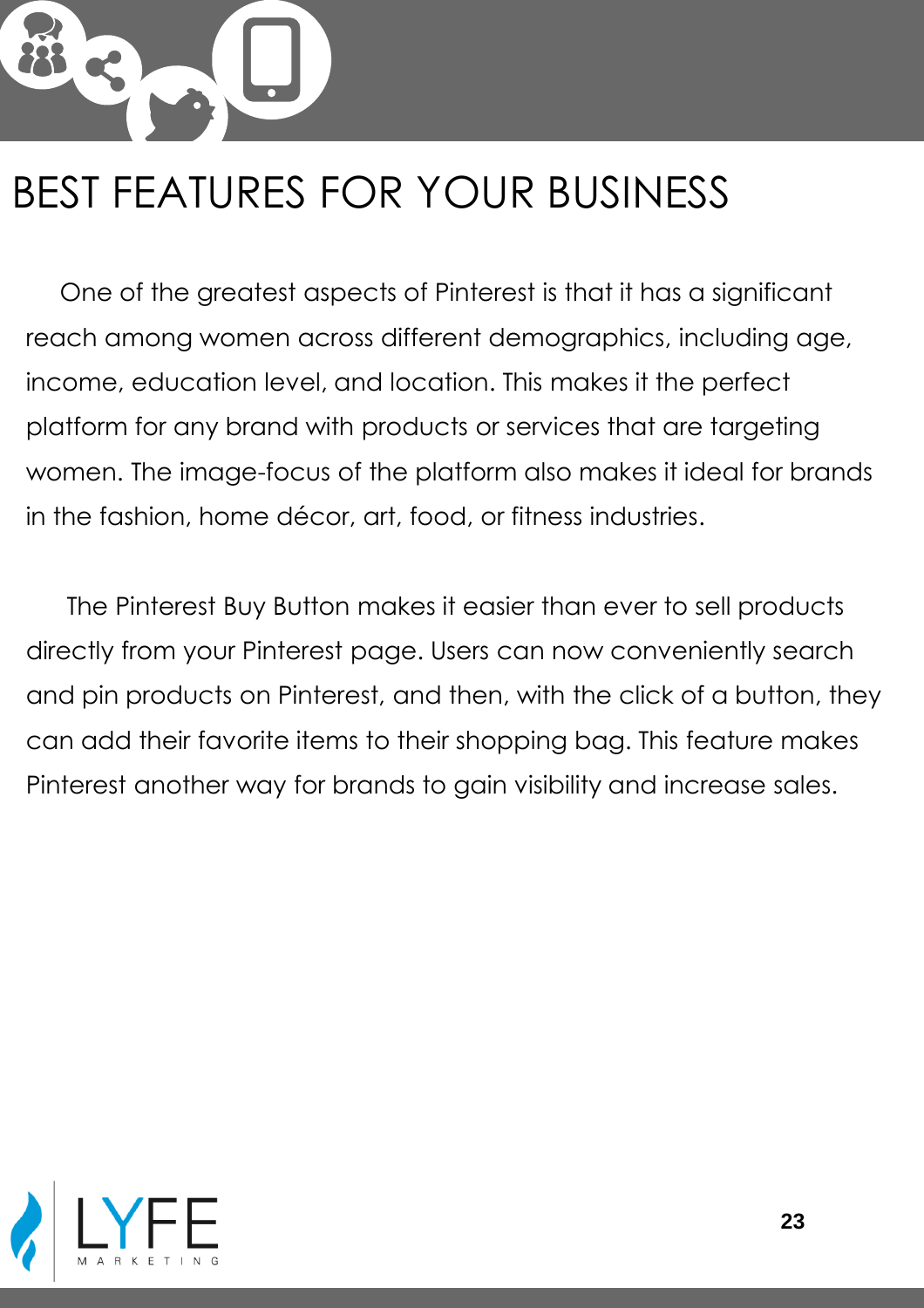# BEST FEATURES FOR YOUR BUSINESS

One of the greatest aspects of Pinterest is that it has a significant reach among women across different demographics, including age, income, education level, and location. This makes it the perfect platform for any brand with products or services that are targeting women. The image-focus of the platform also makes it ideal for brands in the fashion, home décor, art, food, or fitness industries.

The Pinterest Buy Button makes it easier than ever to sell products directly from your Pinterest page. Users can now conveniently search and pin products on Pinterest, and then, with the click of a button, they can add their favorite items to their shopping bag. This feature makes Pinterest another way for brands to gain visibility and increase sales.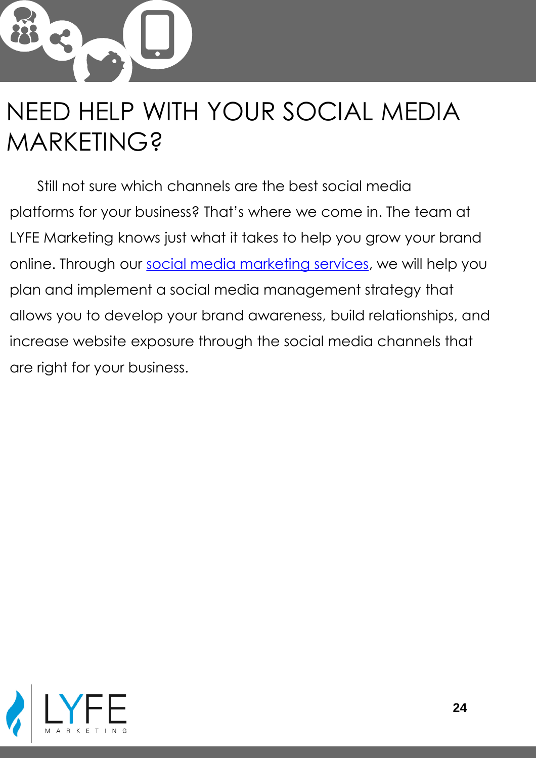# NEED HELP WITH YOUR SOCIAL MEDIA MARKETING?

Still not sure which channels are the best social media platforms for your business? That's where we come in. The team at LYFE Marketing knows just what it takes to help you grow your brand online. Through our social media marketing services, we will help you plan and implement a social media management strategy that allows you to develop your brand awareness, build relationships, and increase website exposure through the social media channels that are right for your business.